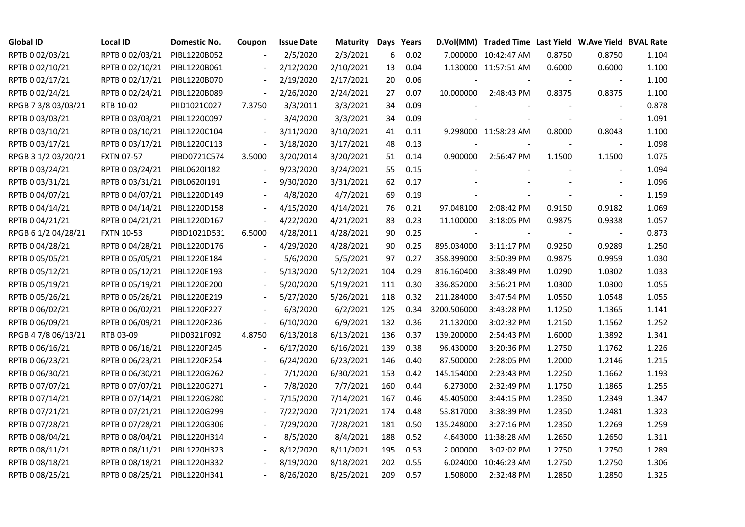| Global ID | Local ID | Domestic No. | Coupon | Issue Date | Maturity | Days | Years | D.Vol(MM) | Traded Time | Last Yield | W.Ave Yield | BVAL Rate |
|---|---|---|---|---|---|---|---|---|---|---|---|---|
| RPTB 0 02/03/21 | RPTB 0 02/03/21 | PIBL1220B052 | - | 2/5/2020 | 2/3/2021 | 6 | 0.02 | 7.000000 | 10:42:47 AM | 0.8750 | 0.8750 | 1.104 |
| RPTB 0 02/10/21 | RPTB 0 02/10/21 | PIBL1220B061 | - | 2/12/2020 | 2/10/2021 | 13 | 0.04 | 1.130000 | 11:57:51 AM | 0.6000 | 0.6000 | 1.100 |
| RPTB 0 02/17/21 | RPTB 0 02/17/21 | PIBL1220B070 | - | 2/19/2020 | 2/17/2021 | 20 | 0.06 | - | - | - | - | 1.100 |
| RPTB 0 02/24/21 | RPTB 0 02/24/21 | PIBL1220B089 | - | 2/26/2020 | 2/24/2021 | 27 | 0.07 | 10.000000 | 2:48:43 PM | 0.8375 | 0.8375 | 1.100 |
| RPGB 7 3/8 03/03/21 | RTB 10-02 | PIID1021C027 | 7.3750 | 3/3/2011 | 3/3/2021 | 34 | 0.09 | - | - | - | - | 0.878 |
| RPTB 0 03/03/21 | RPTB 0 03/03/21 | PIBL1220C097 | - | 3/4/2020 | 3/3/2021 | 34 | 0.09 | - | - | - | - | 1.091 |
| RPTB 0 03/10/21 | RPTB 0 03/10/21 | PIBL1220C104 | - | 3/11/2020 | 3/10/2021 | 41 | 0.11 | 9.298000 | 11:58:23 AM | 0.8000 | 0.8043 | 1.100 |
| RPTB 0 03/17/21 | RPTB 0 03/17/21 | PIBL1220C113 | - | 3/18/2020 | 3/17/2021 | 48 | 0.13 | - | - | - | - | 1.098 |
| RPGB 3 1/2 03/20/21 | FXTN 07-57 | PIBD0721C574 | 3.5000 | 3/20/2014 | 3/20/2021 | 51 | 0.14 | 0.900000 | 2:56:47 PM | 1.1500 | 1.1500 | 1.075 |
| RPTB 0 03/24/21 | RPTB 0 03/24/21 | PIBL0620I182 | - | 9/23/2020 | 3/24/2021 | 55 | 0.15 | - | - | - | - | 1.094 |
| RPTB 0 03/31/21 | RPTB 0 03/31/21 | PIBL0620I191 | - | 9/30/2020 | 3/31/2021 | 62 | 0.17 | - | - | - | - | 1.096 |
| RPTB 0 04/07/21 | RPTB 0 04/07/21 | PIBL1220D149 | - | 4/8/2020 | 4/7/2021 | 69 | 0.19 | - | - | - | - | 1.159 |
| RPTB 0 04/14/21 | RPTB 0 04/14/21 | PIBL1220D158 | - | 4/15/2020 | 4/14/2021 | 76 | 0.21 | 97.048100 | 2:08:42 PM | 0.9150 | 0.9182 | 1.069 |
| RPTB 0 04/21/21 | RPTB 0 04/21/21 | PIBL1220D167 | - | 4/22/2020 | 4/21/2021 | 83 | 0.23 | 11.100000 | 3:18:05 PM | 0.9875 | 0.9338 | 1.057 |
| RPGB 6 1/2 04/28/21 | FXTN 10-53 | PIBD1021D531 | 6.5000 | 4/28/2011 | 4/28/2021 | 90 | 0.25 | - | - | - | - | 0.873 |
| RPTB 0 04/28/21 | RPTB 0 04/28/21 | PIBL1220D176 | - | 4/29/2020 | 4/28/2021 | 90 | 0.25 | 895.034000 | 3:11:17 PM | 0.9250 | 0.9289 | 1.250 |
| RPTB 0 05/05/21 | RPTB 0 05/05/21 | PIBL1220E184 | - | 5/6/2020 | 5/5/2021 | 97 | 0.27 | 358.399000 | 3:50:39 PM | 0.9875 | 0.9959 | 1.030 |
| RPTB 0 05/12/21 | RPTB 0 05/12/21 | PIBL1220E193 | - | 5/13/2020 | 5/12/2021 | 104 | 0.29 | 816.160400 | 3:38:49 PM | 1.0290 | 1.0302 | 1.033 |
| RPTB 0 05/19/21 | RPTB 0 05/19/21 | PIBL1220E200 | - | 5/20/2020 | 5/19/2021 | 111 | 0.30 | 336.852000 | 3:56:21 PM | 1.0300 | 1.0300 | 1.055 |
| RPTB 0 05/26/21 | RPTB 0 05/26/21 | PIBL1220E219 | - | 5/27/2020 | 5/26/2021 | 118 | 0.32 | 211.284000 | 3:47:54 PM | 1.0550 | 1.0548 | 1.055 |
| RPTB 0 06/02/21 | RPTB 0 06/02/21 | PIBL1220F227 | - | 6/3/2020 | 6/2/2021 | 125 | 0.34 | 3200.506000 | 3:43:28 PM | 1.1250 | 1.1365 | 1.141 |
| RPTB 0 06/09/21 | RPTB 0 06/09/21 | PIBL1220F236 | - | 6/10/2020 | 6/9/2021 | 132 | 0.36 | 21.132000 | 3:02:32 PM | 1.2150 | 1.1562 | 1.252 |
| RPGB 4 7/8 06/13/21 | RTB 03-09 | PIID0321F092 | 4.8750 | 6/13/2018 | 6/13/2021 | 136 | 0.37 | 139.200000 | 2:54:43 PM | 1.6000 | 1.3892 | 1.341 |
| RPTB 0 06/16/21 | RPTB 0 06/16/21 | PIBL1220F245 | - | 6/17/2020 | 6/16/2021 | 139 | 0.38 | 96.430000 | 3:20:36 PM | 1.2750 | 1.1762 | 1.226 |
| RPTB 0 06/23/21 | RPTB 0 06/23/21 | PIBL1220F254 | - | 6/24/2020 | 6/23/2021 | 146 | 0.40 | 87.500000 | 2:28:05 PM | 1.2000 | 1.2146 | 1.215 |
| RPTB 0 06/30/21 | RPTB 0 06/30/21 | PIBL1220G262 | - | 7/1/2020 | 6/30/2021 | 153 | 0.42 | 145.154000 | 2:23:43 PM | 1.2250 | 1.1662 | 1.193 |
| RPTB 0 07/07/21 | RPTB 0 07/07/21 | PIBL1220G271 | - | 7/8/2020 | 7/7/2021 | 160 | 0.44 | 6.273000 | 2:32:49 PM | 1.1750 | 1.1865 | 1.255 |
| RPTB 0 07/14/21 | RPTB 0 07/14/21 | PIBL1220G280 | - | 7/15/2020 | 7/14/2021 | 167 | 0.46 | 45.405000 | 3:44:15 PM | 1.2350 | 1.2349 | 1.347 |
| RPTB 0 07/21/21 | RPTB 0 07/21/21 | PIBL1220G299 | - | 7/22/2020 | 7/21/2021 | 174 | 0.48 | 53.817000 | 3:38:39 PM | 1.2350 | 1.2481 | 1.323 |
| RPTB 0 07/28/21 | RPTB 0 07/28/21 | PIBL1220G306 | - | 7/29/2020 | 7/28/2021 | 181 | 0.50 | 135.248000 | 3:27:16 PM | 1.2350 | 1.2269 | 1.259 |
| RPTB 0 08/04/21 | RPTB 0 08/04/21 | PIBL1220H314 | - | 8/5/2020 | 8/4/2021 | 188 | 0.52 | 4.643000 | 11:38:28 AM | 1.2650 | 1.2650 | 1.311 |
| RPTB 0 08/11/21 | RPTB 0 08/11/21 | PIBL1220H323 | - | 8/12/2020 | 8/11/2021 | 195 | 0.53 | 2.000000 | 3:02:02 PM | 1.2750 | 1.2750 | 1.289 |
| RPTB 0 08/18/21 | RPTB 0 08/18/21 | PIBL1220H332 | - | 8/19/2020 | 8/18/2021 | 202 | 0.55 | 6.024000 | 10:46:23 AM | 1.2750 | 1.2750 | 1.306 |
| RPTB 0 08/25/21 | RPTB 0 08/25/21 | PIBL1220H341 | - | 8/26/2020 | 8/25/2021 | 209 | 0.57 | 1.508000 | 2:32:48 PM | 1.2850 | 1.2850 | 1.325 |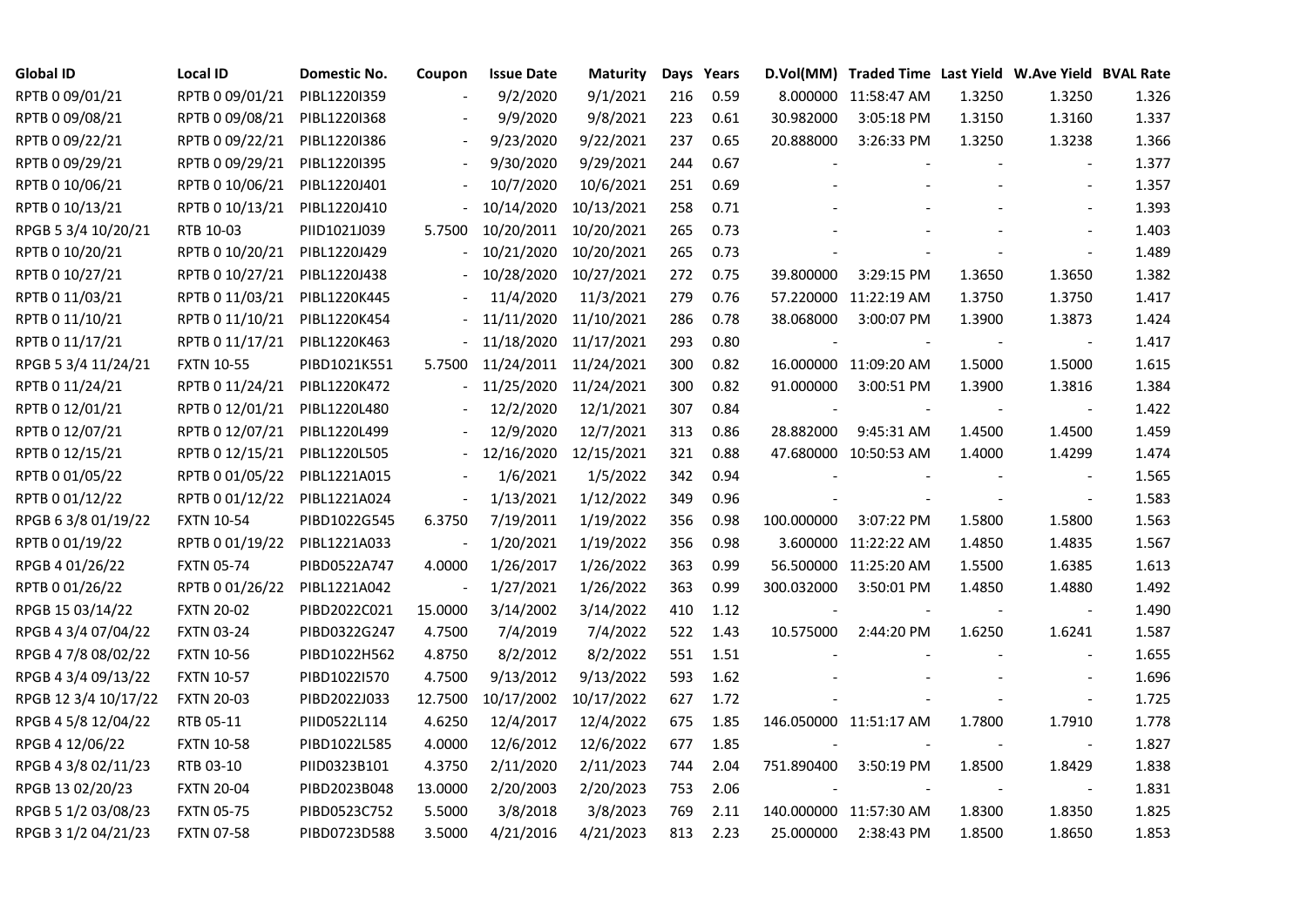| Global ID | Local ID | Domestic No. | Coupon | Issue Date | Maturity | Days | Years | D.Vol(MM) | Traded Time | Last Yield | W.Ave Yield | BVAL Rate |
|---|---|---|---|---|---|---|---|---|---|---|---|---|
| RPTB 0 09/01/21 | RPTB 0 09/01/21 | PIBL1220I359 | - | 9/2/2020 | 9/1/2021 | 216 | 0.59 | 8.000000 | 11:58:47 AM | 1.3250 | 1.3250 | 1.326 |
| RPTB 0 09/08/21 | RPTB 0 09/08/21 | PIBL1220I368 | - | 9/9/2020 | 9/8/2021 | 223 | 0.61 | 30.982000 | 3:05:18 PM | 1.3150 | 1.3160 | 1.337 |
| RPTB 0 09/22/21 | RPTB 0 09/22/21 | PIBL1220I386 | - | 9/23/2020 | 9/22/2021 | 237 | 0.65 | 20.888000 | 3:26:33 PM | 1.3250 | 1.3238 | 1.366 |
| RPTB 0 09/29/21 | RPTB 0 09/29/21 | PIBL1220I395 | - | 9/30/2020 | 9/29/2021 | 244 | 0.67 | - | - | - | - | 1.377 |
| RPTB 0 10/06/21 | RPTB 0 10/06/21 | PIBL1220J401 | - | 10/7/2020 | 10/6/2021 | 251 | 0.69 | - | - | - | - | 1.357 |
| RPTB 0 10/13/21 | RPTB 0 10/13/21 | PIBL1220J410 | - | 10/14/2020 | 10/13/2021 | 258 | 0.71 | - | - | - | - | 1.393 |
| RPGB 5 3/4 10/20/21 | RTB 10-03 | PIID1021J039 | 5.7500 | 10/20/2011 | 10/20/2021 | 265 | 0.73 | - | - | - | - | 1.403 |
| RPTB 0 10/20/21 | RPTB 0 10/20/21 | PIBL1220J429 | - | 10/21/2020 | 10/20/2021 | 265 | 0.73 | - | - | - | - | 1.489 |
| RPTB 0 10/27/21 | RPTB 0 10/27/21 | PIBL1220J438 | - | 10/28/2020 | 10/27/2021 | 272 | 0.75 | 39.800000 | 3:29:15 PM | 1.3650 | 1.3650 | 1.382 |
| RPTB 0 11/03/21 | RPTB 0 11/03/21 | PIBL1220K445 | - | 11/4/2020 | 11/3/2021 | 279 | 0.76 | 57.220000 | 11:22:19 AM | 1.3750 | 1.3750 | 1.417 |
| RPTB 0 11/10/21 | RPTB 0 11/10/21 | PIBL1220K454 | - | 11/11/2020 | 11/10/2021 | 286 | 0.78 | 38.068000 | 3:00:07 PM | 1.3900 | 1.3873 | 1.424 |
| RPTB 0 11/17/21 | RPTB 0 11/17/21 | PIBL1220K463 | - | 11/18/2020 | 11/17/2021 | 293 | 0.80 | - | - | - | - | 1.417 |
| RPGB 5 3/4 11/24/21 | FXTN 10-55 | PIBD1021K551 | 5.7500 | 11/24/2011 | 11/24/2021 | 300 | 0.82 | 16.000000 | 11:09:20 AM | 1.5000 | 1.5000 | 1.615 |
| RPTB 0 11/24/21 | RPTB 0 11/24/21 | PIBL1220K472 | - | 11/25/2020 | 11/24/2021 | 300 | 0.82 | 91.000000 | 3:00:51 PM | 1.3900 | 1.3816 | 1.384 |
| RPTB 0 12/01/21 | RPTB 0 12/01/21 | PIBL1220L480 | - | 12/2/2020 | 12/1/2021 | 307 | 0.84 | - | - | - | - | 1.422 |
| RPTB 0 12/07/21 | RPTB 0 12/07/21 | PIBL1220L499 | - | 12/9/2020 | 12/7/2021 | 313 | 0.86 | 28.882000 | 9:45:31 AM | 1.4500 | 1.4500 | 1.459 |
| RPTB 0 12/15/21 | RPTB 0 12/15/21 | PIBL1220L505 | - | 12/16/2020 | 12/15/2021 | 321 | 0.88 | 47.680000 | 10:50:53 AM | 1.4000 | 1.4299 | 1.474 |
| RPTB 0 01/05/22 | RPTB 0 01/05/22 | PIBL1221A015 | - | 1/6/2021 | 1/5/2022 | 342 | 0.94 | - | - | - | - | 1.565 |
| RPTB 0 01/12/22 | RPTB 0 01/12/22 | PIBL1221A024 | - | 1/13/2021 | 1/12/2022 | 349 | 0.96 | - | - | - | - | 1.583 |
| RPGB 6 3/8 01/19/22 | FXTN 10-54 | PIBD1022G545 | 6.3750 | 7/19/2011 | 1/19/2022 | 356 | 0.98 | 100.000000 | 3:07:22 PM | 1.5800 | 1.5800 | 1.563 |
| RPTB 0 01/19/22 | RPTB 0 01/19/22 | PIBL1221A033 | - | 1/20/2021 | 1/19/2022 | 356 | 0.98 | 3.600000 | 11:22:22 AM | 1.4850 | 1.4835 | 1.567 |
| RPGB 4 01/26/22 | FXTN 05-74 | PIBD0522A747 | 4.0000 | 1/26/2017 | 1/26/2022 | 363 | 0.99 | 56.500000 | 11:25:20 AM | 1.5500 | 1.6385 | 1.613 |
| RPTB 0 01/26/22 | RPTB 0 01/26/22 | PIBL1221A042 | - | 1/27/2021 | 1/26/2022 | 363 | 0.99 | 300.032000 | 3:50:01 PM | 1.4850 | 1.4880 | 1.492 |
| RPGB 15 03/14/22 | FXTN 20-02 | PIBD2022C021 | 15.0000 | 3/14/2002 | 3/14/2022 | 410 | 1.12 | - | - | - | - | 1.490 |
| RPGB 4 3/4 07/04/22 | FXTN 03-24 | PIBD0322G247 | 4.7500 | 7/4/2019 | 7/4/2022 | 522 | 1.43 | 10.575000 | 2:44:20 PM | 1.6250 | 1.6241 | 1.587 |
| RPGB 4 7/8 08/02/22 | FXTN 10-56 | PIBD1022H562 | 4.8750 | 8/2/2012 | 8/2/2022 | 551 | 1.51 | - | - | - | - | 1.655 |
| RPGB 4 3/4 09/13/22 | FXTN 10-57 | PIBD1022I570 | 4.7500 | 9/13/2012 | 9/13/2022 | 593 | 1.62 | - | - | - | - | 1.696 |
| RPGB 12 3/4 10/17/22 | FXTN 20-03 | PIBD2022J033 | 12.7500 | 10/17/2002 | 10/17/2022 | 627 | 1.72 | - | - | - | - | 1.725 |
| RPGB 4 5/8 12/04/22 | RTB 05-11 | PIID0522L114 | 4.6250 | 12/4/2017 | 12/4/2022 | 675 | 1.85 | 146.050000 | 11:51:17 AM | 1.7800 | 1.7910 | 1.778 |
| RPGB 4 12/06/22 | FXTN 10-58 | PIBD1022L585 | 4.0000 | 12/6/2012 | 12/6/2022 | 677 | 1.85 | - | - | - | - | 1.827 |
| RPGB 4 3/8 02/11/23 | RTB 03-10 | PIID0323B101 | 4.3750 | 2/11/2020 | 2/11/2023 | 744 | 2.04 | 751.890400 | 3:50:19 PM | 1.8500 | 1.8429 | 1.838 |
| RPGB 13 02/20/23 | FXTN 20-04 | PIBD2023B048 | 13.0000 | 2/20/2003 | 2/20/2023 | 753 | 2.06 | - | - | - | - | 1.831 |
| RPGB 5 1/2 03/08/23 | FXTN 05-75 | PIBD0523C752 | 5.5000 | 3/8/2018 | 3/8/2023 | 769 | 2.11 | 140.000000 | 11:57:30 AM | 1.8300 | 1.8350 | 1.825 |
| RPGB 3 1/2 04/21/23 | FXTN 07-58 | PIBD0723D588 | 3.5000 | 4/21/2016 | 4/21/2023 | 813 | 2.23 | 25.000000 | 2:38:43 PM | 1.8500 | 1.8650 | 1.853 |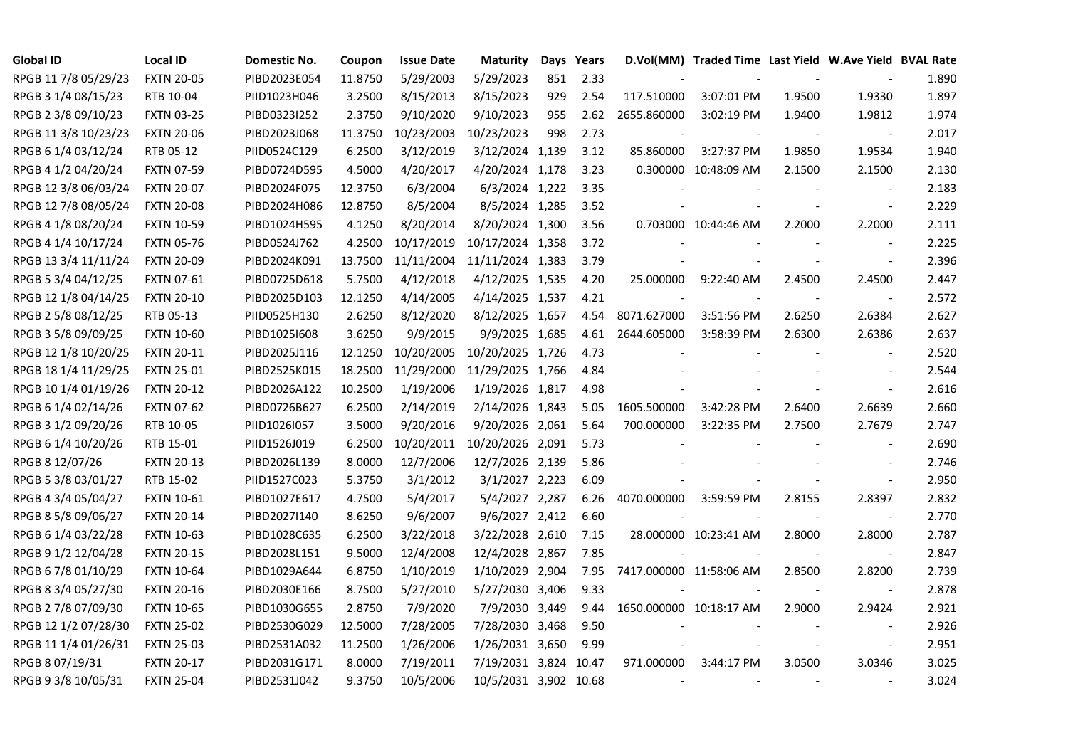| Global ID | Local ID | Domestic No. | Coupon | Issue Date | Maturity | Days | Years | D.Vol(MM) | Traded Time | Last Yield | W.Ave Yield | BVAL Rate |
|---|---|---|---|---|---|---|---|---|---|---|---|---|
| RPGB 11 7/8 05/29/23 | FXTN 20-05 | PIBD2023E054 | 11.8750 | 5/29/2003 | 5/29/2023 | 851 | 2.33 | - | - | - | - | 1.890 |
| RPGB 3 1/4 08/15/23 | RTB 10-04 | PIID1023H046 | 3.2500 | 8/15/2013 | 8/15/2023 | 929 | 2.54 | 117.510000 | 3:07:01 PM | 1.9500 | 1.9330 | 1.897 |
| RPGB 2 3/8 09/10/23 | FXTN 03-25 | PIBD0323I252 | 2.3750 | 9/10/2020 | 9/10/2023 | 955 | 2.62 | 2655.860000 | 3:02:19 PM | 1.9400 | 1.9812 | 1.974 |
| RPGB 11 3/8 10/23/23 | FXTN 20-06 | PIBD2023J068 | 11.3750 | 10/23/2003 | 10/23/2023 | 998 | 2.73 | - | - | - | - | 2.017 |
| RPGB 6 1/4 03/12/24 | RTB 05-12 | PIID0524C129 | 6.2500 | 3/12/2019 | 3/12/2024 | 1,139 | 3.12 | 85.860000 | 3:27:37 PM | 1.9850 | 1.9534 | 1.940 |
| RPGB 4 1/2 04/20/24 | FXTN 07-59 | PIBD0724D595 | 4.5000 | 4/20/2017 | 4/20/2024 | 1,178 | 3.23 | 0.300000 | 10:48:09 AM | 2.1500 | 2.1500 | 2.130 |
| RPGB 12 3/8 06/03/24 | FXTN 20-07 | PIBD2024F075 | 12.3750 | 6/3/2004 | 6/3/2024 | 1,222 | 3.35 | - | - | - | - | 2.183 |
| RPGB 12 7/8 08/05/24 | FXTN 20-08 | PIBD2024H086 | 12.8750 | 8/5/2004 | 8/5/2024 | 1,285 | 3.52 | - | - | - | - | 2.229 |
| RPGB 4 1/8 08/20/24 | FXTN 10-59 | PIBD1024H595 | 4.1250 | 8/20/2014 | 8/20/2024 | 1,300 | 3.56 | 0.703000 | 10:44:46 AM | 2.2000 | 2.2000 | 2.111 |
| RPGB 4 1/4 10/17/24 | FXTN 05-76 | PIBD0524J762 | 4.2500 | 10/17/2019 | 10/17/2024 | 1,358 | 3.72 | - | - | - | - | 2.225 |
| RPGB 13 3/4 11/11/24 | FXTN 20-09 | PIBD2024K091 | 13.7500 | 11/11/2004 | 11/11/2024 | 1,383 | 3.79 | - | - | - | - | 2.396 |
| RPGB 5 3/4 04/12/25 | FXTN 07-61 | PIBD0725D618 | 5.7500 | 4/12/2018 | 4/12/2025 | 1,535 | 4.20 | 25.000000 | 9:22:40 AM | 2.4500 | 2.4500 | 2.447 |
| RPGB 12 1/8 04/14/25 | FXTN 20-10 | PIBD2025D103 | 12.1250 | 4/14/2005 | 4/14/2025 | 1,537 | 4.21 | - | - | - | - | 2.572 |
| RPGB 2 5/8 08/12/25 | RTB 05-13 | PIID0525H130 | 2.6250 | 8/12/2020 | 8/12/2025 | 1,657 | 4.54 | 8071.627000 | 3:51:56 PM | 2.6250 | 2.6384 | 2.627 |
| RPGB 3 5/8 09/09/25 | FXTN 10-60 | PIBD1025I608 | 3.6250 | 9/9/2015 | 9/9/2025 | 1,685 | 4.61 | 2644.605000 | 3:58:39 PM | 2.6300 | 2.6386 | 2.637 |
| RPGB 12 1/8 10/20/25 | FXTN 20-11 | PIBD2025J116 | 12.1250 | 10/20/2005 | 10/20/2025 | 1,726 | 4.73 | - | - | - | - | 2.520 |
| RPGB 18 1/4 11/29/25 | FXTN 25-01 | PIBD2525K015 | 18.2500 | 11/29/2000 | 11/29/2025 | 1,766 | 4.84 | - | - | - | - | 2.544 |
| RPGB 10 1/4 01/19/26 | FXTN 20-12 | PIBD2026A122 | 10.2500 | 1/19/2006 | 1/19/2026 | 1,817 | 4.98 | - | - | - | - | 2.616 |
| RPGB 6 1/4 02/14/26 | FXTN 07-62 | PIBD0726B627 | 6.2500 | 2/14/2019 | 2/14/2026 | 1,843 | 5.05 | 1605.500000 | 3:42:28 PM | 2.6400 | 2.6639 | 2.660 |
| RPGB 3 1/2 09/20/26 | RTB 10-05 | PIID1026I057 | 3.5000 | 9/20/2016 | 9/20/2026 | 2,061 | 5.64 | 700.000000 | 3:22:35 PM | 2.7500 | 2.7679 | 2.747 |
| RPGB 6 1/4 10/20/26 | RTB 15-01 | PIID1526J019 | 6.2500 | 10/20/2011 | 10/20/2026 | 2,091 | 5.73 | - | - | - | - | 2.690 |
| RPGB 8 12/07/26 | FXTN 20-13 | PIBD2026L139 | 8.0000 | 12/7/2006 | 12/7/2026 | 2,139 | 5.86 | - | - | - | - | 2.746 |
| RPGB 5 3/8 03/01/27 | RTB 15-02 | PIID1527C023 | 5.3750 | 3/1/2012 | 3/1/2027 | 2,223 | 6.09 | - | - | - | - | 2.950 |
| RPGB 4 3/4 05/04/27 | FXTN 10-61 | PIBD1027E617 | 4.7500 | 5/4/2017 | 5/4/2027 | 2,287 | 6.26 | 4070.000000 | 3:59:59 PM | 2.8155 | 2.8397 | 2.832 |
| RPGB 8 5/8 09/06/27 | FXTN 20-14 | PIBD2027I140 | 8.6250 | 9/6/2007 | 9/6/2027 | 2,412 | 6.60 | - | - | - | - | 2.770 |
| RPGB 6 1/4 03/22/28 | FXTN 10-63 | PIBD1028C635 | 6.2500 | 3/22/2018 | 3/22/2028 | 2,610 | 7.15 | 28.000000 | 10:23:41 AM | 2.8000 | 2.8000 | 2.787 |
| RPGB 9 1/2 12/04/28 | FXTN 20-15 | PIBD2028L151 | 9.5000 | 12/4/2008 | 12/4/2028 | 2,867 | 7.85 | - | - | - | - | 2.847 |
| RPGB 6 7/8 01/10/29 | FXTN 10-64 | PIBD1029A644 | 6.8750 | 1/10/2019 | 1/10/2029 | 2,904 | 7.95 | 7417.000000 | 11:58:06 AM | 2.8500 | 2.8200 | 2.739 |
| RPGB 8 3/4 05/27/30 | FXTN 20-16 | PIBD2030E166 | 8.7500 | 5/27/2010 | 5/27/2030 | 3,406 | 9.33 | - | - | - | - | 2.878 |
| RPGB 2 7/8 07/09/30 | FXTN 10-65 | PIBD1030G655 | 2.8750 | 7/9/2020 | 7/9/2030 | 3,449 | 9.44 | 1650.000000 | 10:18:17 AM | 2.9000 | 2.9424 | 2.921 |
| RPGB 12 1/2 07/28/30 | FXTN 25-02 | PIBD2530G029 | 12.5000 | 7/28/2005 | 7/28/2030 | 3,468 | 9.50 | - | - | - | - | 2.926 |
| RPGB 11 1/4 01/26/31 | FXTN 25-03 | PIBD2531A032 | 11.2500 | 1/26/2006 | 1/26/2031 | 3,650 | 9.99 | - | - | - | - | 2.951 |
| RPGB 8 07/19/31 | FXTN 20-17 | PIBD2031G171 | 8.0000 | 7/19/2011 | 7/19/2031 | 3,824 | 10.47 | 971.000000 | 3:44:17 PM | 3.0500 | 3.0346 | 3.025 |
| RPGB 9 3/8 10/05/31 | FXTN 25-04 | PIBD2531J042 | 9.3750 | 10/5/2006 | 10/5/2031 | 3,902 | 10.68 | - | - | - | - | 3.024 |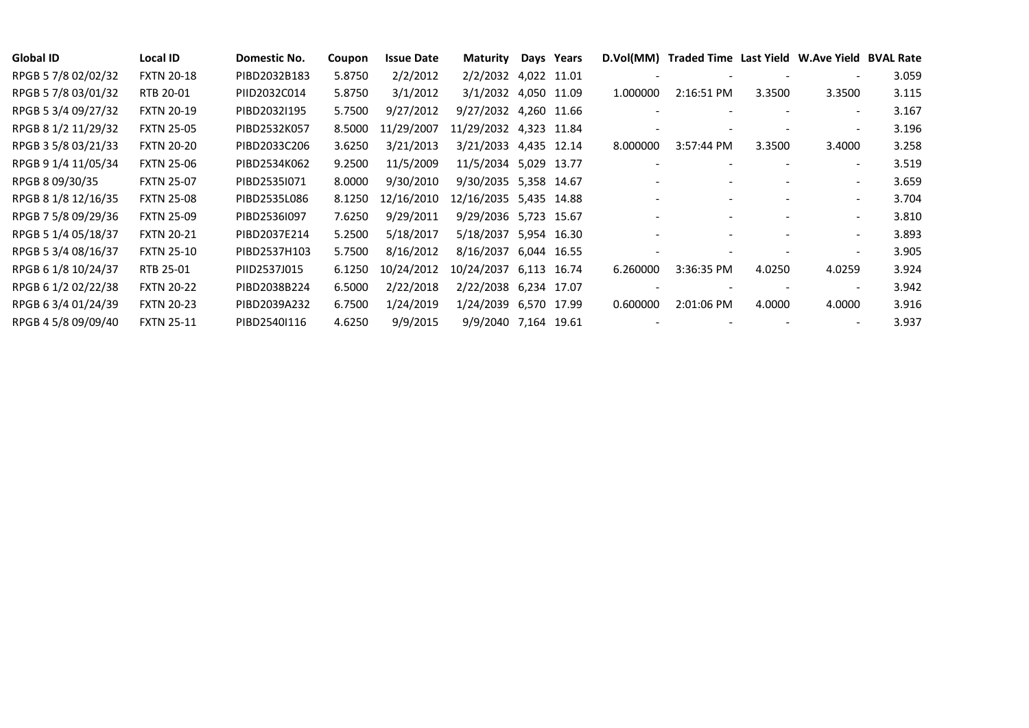| Global ID | Local ID | Domestic No. | Coupon | Issue Date | Maturity | Days | Years | D.Vol(MM) | Traded Time | Last Yield | W.Ave Yield | BVAL Rate |
|---|---|---|---|---|---|---|---|---|---|---|---|---|
| RPGB 5 7/8 02/02/32 | FXTN 20-18 | PIBD2032B183 | 5.8750 | 2/2/2012 | 2/2/2032 | 4,022 | 11.01 | - | - | - | - | 3.059 |
| RPGB 5 7/8 03/01/32 | RTB 20-01 | PIID2032C014 | 5.8750 | 3/1/2012 | 3/1/2032 | 4,050 | 11.09 | 1.000000 | 2:16:51 PM | 3.3500 | 3.3500 | 3.115 |
| RPGB 5 3/4 09/27/32 | FXTN 20-19 | PIBD2032I195 | 5.7500 | 9/27/2012 | 9/27/2032 | 4,260 | 11.66 | - | - | - | - | 3.167 |
| RPGB 8 1/2 11/29/32 | FXTN 25-05 | PIBD2532K057 | 8.5000 | 11/29/2007 | 11/29/2032 | 4,323 | 11.84 | - | - | - | - | 3.196 |
| RPGB 3 5/8 03/21/33 | FXTN 20-20 | PIBD2033C206 | 3.6250 | 3/21/2013 | 3/21/2033 | 4,435 | 12.14 | 8.000000 | 3:57:44 PM | 3.3500 | 3.4000 | 3.258 |
| RPGB 9 1/4 11/05/34 | FXTN 25-06 | PIBD2534K062 | 9.2500 | 11/5/2009 | 11/5/2034 | 5,029 | 13.77 | - | - | - | - | 3.519 |
| RPGB 8 09/30/35 | FXTN 25-07 | PIBD2535I071 | 8.0000 | 9/30/2010 | 9/30/2035 | 5,358 | 14.67 | - | - | - | - | 3.659 |
| RPGB 8 1/8 12/16/35 | FXTN 25-08 | PIBD2535L086 | 8.1250 | 12/16/2010 | 12/16/2035 | 5,435 | 14.88 | - | - | - | - | 3.704 |
| RPGB 7 5/8 09/29/36 | FXTN 25-09 | PIBD2536I097 | 7.6250 | 9/29/2011 | 9/29/2036 | 5,723 | 15.67 | - | - | - | - | 3.810 |
| RPGB 5 1/4 05/18/37 | FXTN 20-21 | PIBD2037E214 | 5.2500 | 5/18/2017 | 5/18/2037 | 5,954 | 16.30 | - | - | - | - | 3.893 |
| RPGB 5 3/4 08/16/37 | FXTN 25-10 | PIBD2537H103 | 5.7500 | 8/16/2012 | 8/16/2037 | 6,044 | 16.55 | - | - | - | - | 3.905 |
| RPGB 6 1/8 10/24/37 | RTB 25-01 | PIID2537J015 | 6.1250 | 10/24/2012 | 10/24/2037 | 6,113 | 16.74 | 6.260000 | 3:36:35 PM | 4.0250 | 4.0259 | 3.924 |
| RPGB 6 1/2 02/22/38 | FXTN 20-22 | PIBD2038B224 | 6.5000 | 2/22/2018 | 2/22/2038 | 6,234 | 17.07 | - | - | - | - | 3.942 |
| RPGB 6 3/4 01/24/39 | FXTN 20-23 | PIBD2039A232 | 6.7500 | 1/24/2019 | 1/24/2039 | 6,570 | 17.99 | 0.600000 | 2:01:06 PM | 4.0000 | 4.0000 | 3.916 |
| RPGB 4 5/8 09/09/40 | FXTN 25-11 | PIBD2540I116 | 4.6250 | 9/9/2015 | 9/9/2040 | 7,164 | 19.61 | - | - | - | - | 3.937 |